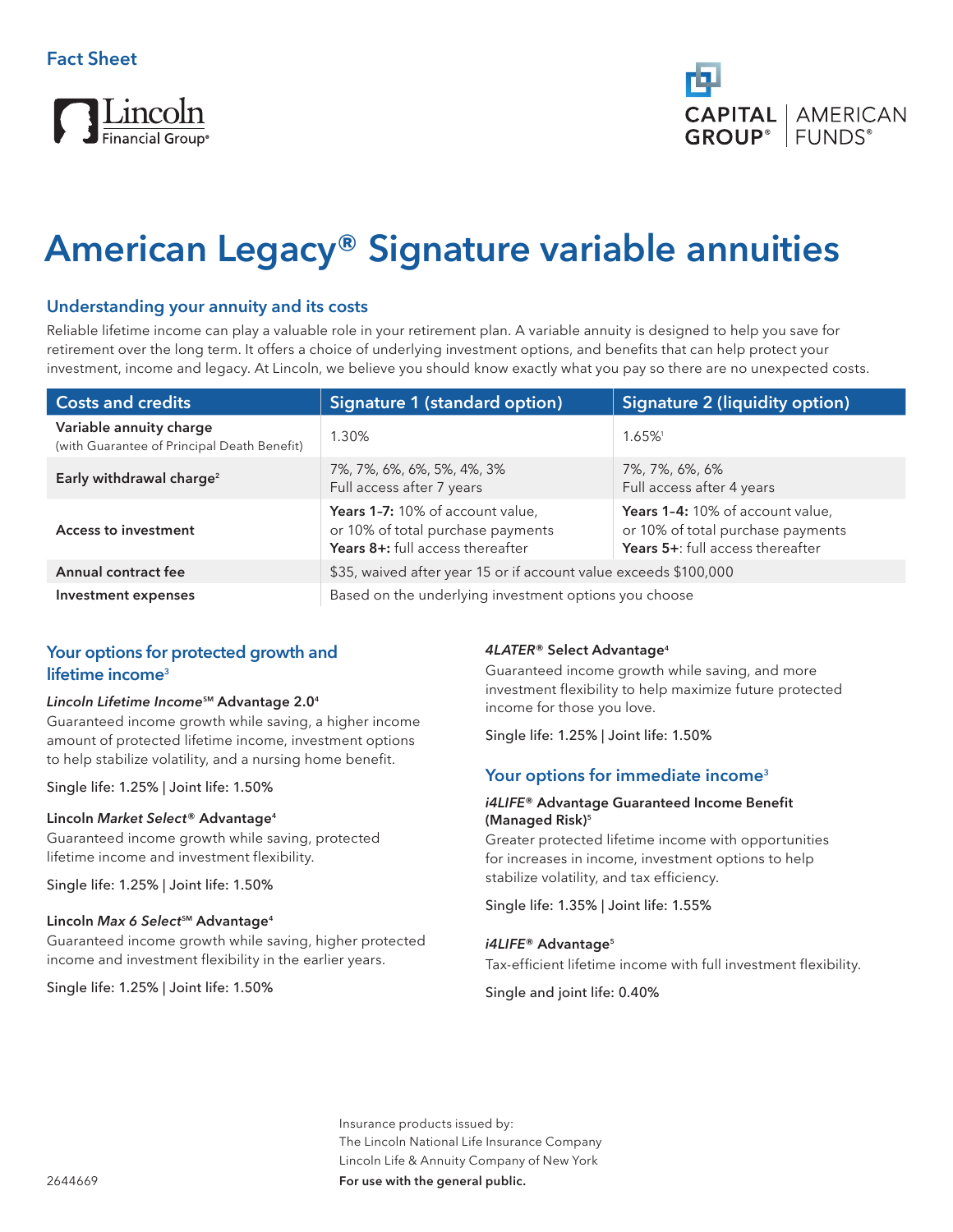Fact Sheet

Lincoln Financial Group®

CAPITAL GROUP® | AMERICAN FUNDS®

# American Legacy® Signature variable annuities

## Understanding your annuity and its costs

Reliable lifetime income can play a valuable role in your retirement plan. A variable annuity is designed to help you save for retirement over the long term. It offers a choice of underlying investment options, and benefits that can help protect your investment, income and legacy. At Lincoln, we believe you should know exactly what you pay so there are no unexpected costs.

| Costs and credits | Signature 1 (standard option) | Signature 2 (liquidity option) |
|---|---|---|
| **Variable annuity charge** (with Guarantee of Principal Death Benefit) | 1.30% | 1.65%[1] |
| **Early withdrawal charge**[2] | 7%, 7%, 6%, 6%, 5%, 4%, 3%<br>Full access after 7 years | 7%, 7%, 6%, 6%<br>Full access after 4 years |
| **Access to investment** | **Years 1–7:** 10% of account value, or 10% of total purchase payments<br>**Years 8+:** full access thereafter | **Years 1–4:** 10% of account value, or 10% of total purchase payments<br>**Years 5+:** full access thereafter |
| **Annual contract fee** | $35, waived after year 15 or if account value exceeds $100,000 | |
| **Investment expenses** | Based on the underlying investment options you choose | |

## Your options for protected growth and lifetime income[3]

***Lincoln Lifetime Income*℠ Advantage 2.0**[4]
Guaranteed income growth while saving, a higher income amount of protected lifetime income, investment options to help stabilize volatility, and a nursing home benefit.

Single life: 1.25% | Joint life: 1.50%

**Lincoln *Market Select*® Advantage**[4]
Guaranteed income growth while saving, protected lifetime income and investment flexibility.

Single life: 1.25% | Joint life: 1.50%

**Lincoln *Max 6 Select*℠ Advantage**[4]
Guaranteed income growth while saving, higher protected income and investment flexibility in the earlier years.

Single life: 1.25% | Joint life: 1.50%

***4LATER*® Select Advantage**[4]
Guaranteed income growth while saving, and more investment flexibility to help maximize future protected income for those you love.

Single life: 1.25% | Joint life: 1.50%

## Your options for immediate income[3]

***i4LIFE*® Advantage Guaranteed Income Benefit (Managed Risk)**[5]
Greater protected lifetime income with opportunities for increases in income, investment options to help stabilize volatility, and tax efficiency.

Single life: 1.35% | Joint life: 1.55%

***i4LIFE*® Advantage**[5]
Tax-efficient lifetime income with full investment flexibility.

Single and joint life: 0.40%

Insurance products issued by:
The Lincoln National Life Insurance Company
Lincoln Life & Annuity Company of New York

**For use with the general public.**

2644669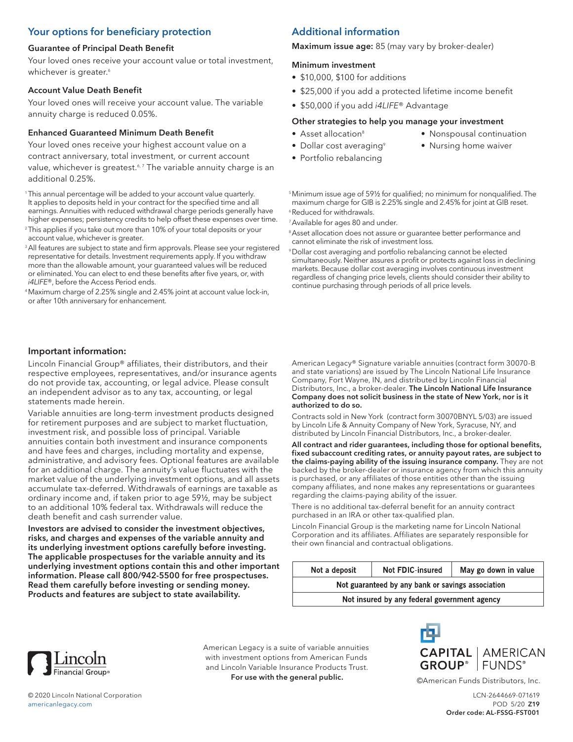## Your options for beneficiary protection

### Guarantee of Principal Death Benefit

Your loved ones receive your account value or total investment, whichever is greater.[6]

### Account Value Death Benefit

Your loved ones will receive your account value. The variable annuity charge is reduced 0.05%.

### Enhanced Guaranteed Minimum Death Benefit

Your loved ones receive your highest account value on a contract anniversary, total investment, or current account value, whichever is greatest.[6, 7] The variable annuity charge is an additional 0.25%.

[1] This annual percentage will be added to your account value quarterly. It applies to deposits held in your contract for the specified time and all earnings. Annuities with reduced withdrawal charge periods generally have higher expenses; persistency credits to help offset these expenses over time.

[2] This applies if you take out more than 10% of your total deposits or your account value, whichever is greater.

[3] All features are subject to state and firm approvals. Please see your registered representative for details. Investment requirements apply. If you withdraw more than the allowable amount, your guaranteed values will be reduced or eliminated. You can elect to end these benefits after five years, or, with *i4LIFE*®, before the Access Period ends.

[4] Maximum charge of 2.25% single and 2.45% joint at account value lock-in, or after 10th anniversary for enhancement.

## Additional information

**Maximum issue age:** 85 (may vary by broker-dealer)

### Minimum investment

- $10,000, $100 for additions
- $25,000 if you add a protected lifetime income benefit
- $50,000 if you add *i4LIFE*® Advantage

### Other strategies to help you manage your investment

- Asset allocation[8]
- Dollar cost averaging[9]
- Portfolio rebalancing
- Nonspousal continuation
- Nursing home waiver

[5] Minimum issue age of 59½ for qualified; no minimum for nonqualified. The maximum charge for GIB is 2.25% single and 2.45% for joint at GIB reset.

[6] Reduced for withdrawals.

[7] Available for ages 80 and under.

[8] Asset allocation does not assure or guarantee better performance and cannot eliminate the risk of investment loss.

[9] Dollar cost averaging and portfolio rebalancing cannot be elected simultaneously. Neither assures a profit or protects against loss in declining markets. Because dollar cost averaging involves continuous investment regardless of changing price levels, clients should consider their ability to continue purchasing through periods of all price levels.

### Important information:

Lincoln Financial Group® affiliates, their distributors, and their respective employees, representatives, and/or insurance agents do not provide tax, accounting, or legal advice. Please consult an independent advisor as to any tax, accounting, or legal statements made herein.

Variable annuities are long-term investment products designed for retirement purposes and are subject to market fluctuation, investment risk, and possible loss of principal. Variable annuities contain both investment and insurance components and have fees and charges, including mortality and expense, administrative, and advisory fees. Optional features are available for an additional charge. The annuity's value fluctuates with the market value of the underlying investment options, and all assets accumulate tax-deferred. Withdrawals of earnings are taxable as ordinary income and, if taken prior to age 59½, may be subject to an additional 10% federal tax. Withdrawals will reduce the death benefit and cash surrender value.

**Investors are advised to consider the investment objectives, risks, and charges and expenses of the variable annuity and its underlying investment options carefully before investing. The applicable prospectuses for the variable annuity and its underlying investment options contain this and other important information. Please call 800/942-5500 for free prospectuses. Read them carefully before investing or sending money. Products and features are subject to state availability.**

American Legacy® Signature variable annuities (contract form 30070-B and state variations) are issued by The Lincoln National Life Insurance Company, Fort Wayne, IN, and distributed by Lincoln Financial Distributors, Inc., a broker-dealer. **The Lincoln National Life Insurance Company does not solicit business in the state of New York, nor is it authorized to do so.**

Contracts sold in New York (contract form 30070BNYL 5/03) are issued by Lincoln Life & Annuity Company of New York, Syracuse, NY, and distributed by Lincoln Financial Distributors, Inc., a broker-dealer.

**All contract and rider guarantees, including those for optional benefits, fixed subaccount crediting rates, or annuity payout rates, are subject to the claims-paying ability of the issuing insurance company.** They are not backed by the broker-dealer or insurance agency from which this annuity is purchased, or any affiliates of those entities other than the issuing company affiliates, and none makes any representations or guarantees regarding the claims-paying ability of the issuer.

There is no additional tax-deferral benefit for an annuity contract purchased in an IRA or other tax-qualified plan.

Lincoln Financial Group is the marketing name for Lincoln National Corporation and its affiliates. Affiliates are separately responsible for their own financial and contractual obligations.

| Not a deposit | Not FDIC-insured | May go down in value |
|---|---|---|
| Not guaranteed by any bank or savings association | | |
| Not insured by any federal government agency | | |

Lincoln Financial Group®

American Legacy is a suite of variable annuities with investment options from American Funds and Lincoln Variable Insurance Products Trust.
**For use with the general public.**

CAPITAL GROUP® | AMERICAN FUNDS®

©American Funds Distributors, Inc.

© 2020 Lincoln National Corporation
americanlegacy.com

LCN-2644669-071619
POD 5/20 **Z19**
**Order code: AL-FSSG-FST001**